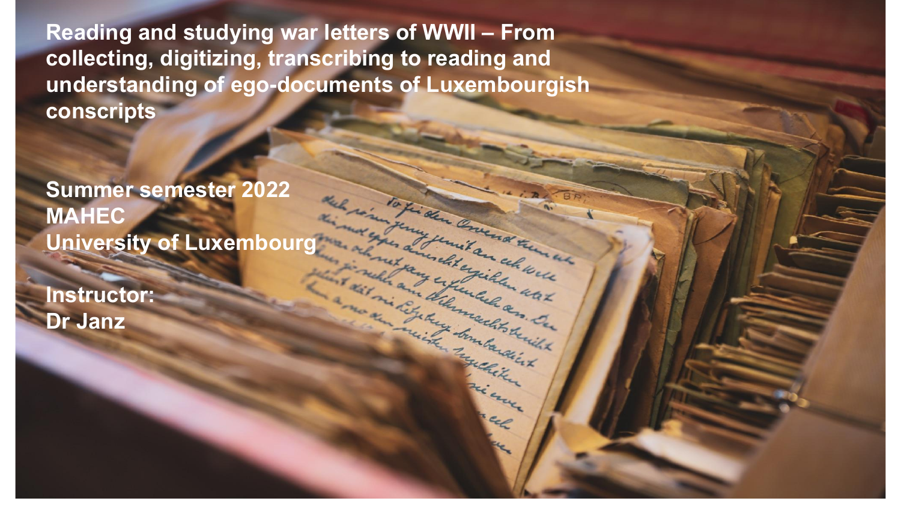# Reading and studying war letters of WWII – From collecting, digitizing, transcribing to reading and understanding of ego-documents of Luxembourgish conscripts

**Summer semester 2022**
**MAHEC**
**University of Luxembourg**

**Instructor:**
**Dr Janz**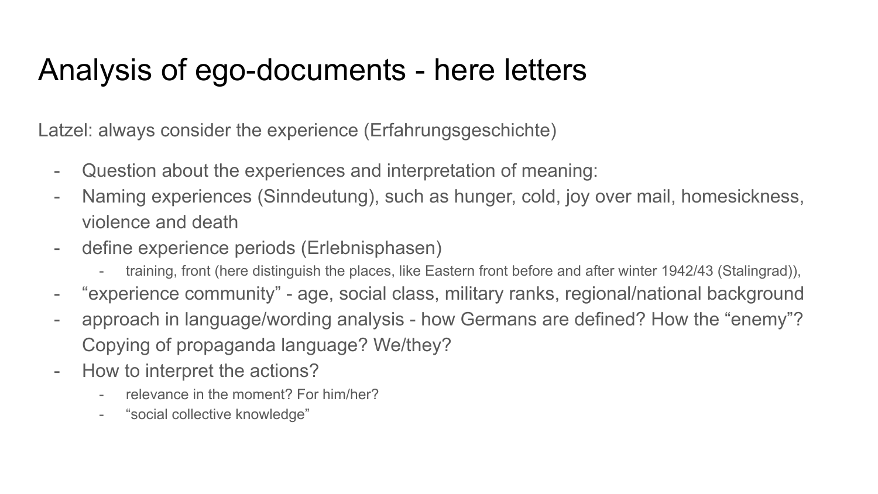# Analysis of ego-documents - here letters

Latzel: always consider the experience (Erfahrungsgeschichte)

- Question about the experiences and interpretation of meaning:
- Naming experiences (Sinndeutung), such as hunger, cold, joy over mail, homesickness, violence and death
- define experience periods (Erlebnisphasen)
  - training, front (here distinguish the places, like Eastern front before and after winter 1942/43 (Stalingrad)),
- "experience community" - age, social class, military ranks, regional/national background
- approach in language/wording analysis - how Germans are defined? How the "enemy"? Copying of propaganda language? We/they?
- How to interpret the actions?
  - relevance in the moment? For him/her?
  - "social collective knowledge"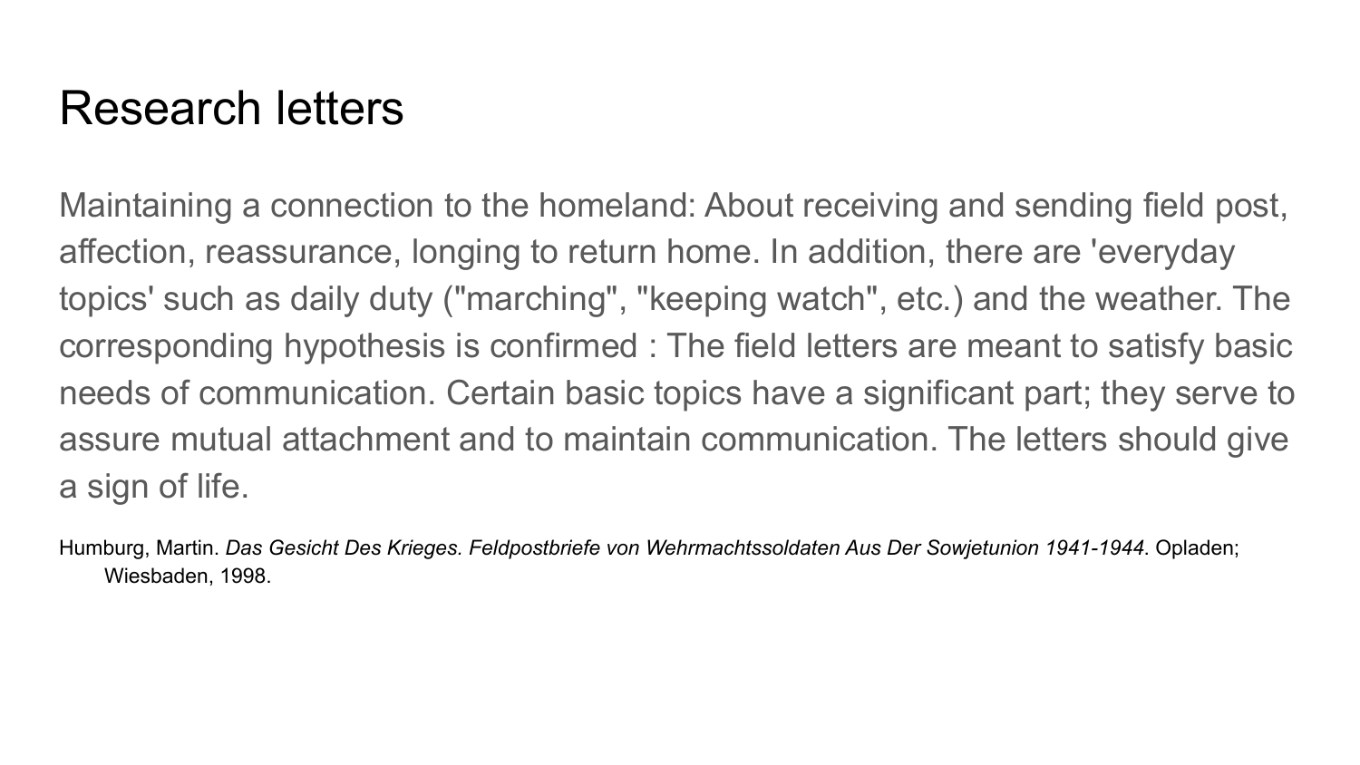# Research letters

Maintaining a connection to the homeland: About receiving and sending field post, affection, reassurance, longing to return home. In addition, there are 'everyday topics' such as daily duty ("marching", "keeping watch", etc.) and the weather. The corresponding hypothesis is confirmed : The field letters are meant to satisfy basic needs of communication. Certain basic topics have a significant part; they serve to assure mutual attachment and to maintain communication. The letters should give a sign of life.

Humburg, Martin. *Das Gesicht Des Krieges. Feldpostbriefe von Wehrmachtssoldaten Aus Der Sowjetunion 1941-1944*. Opladen; Wiesbaden, 1998.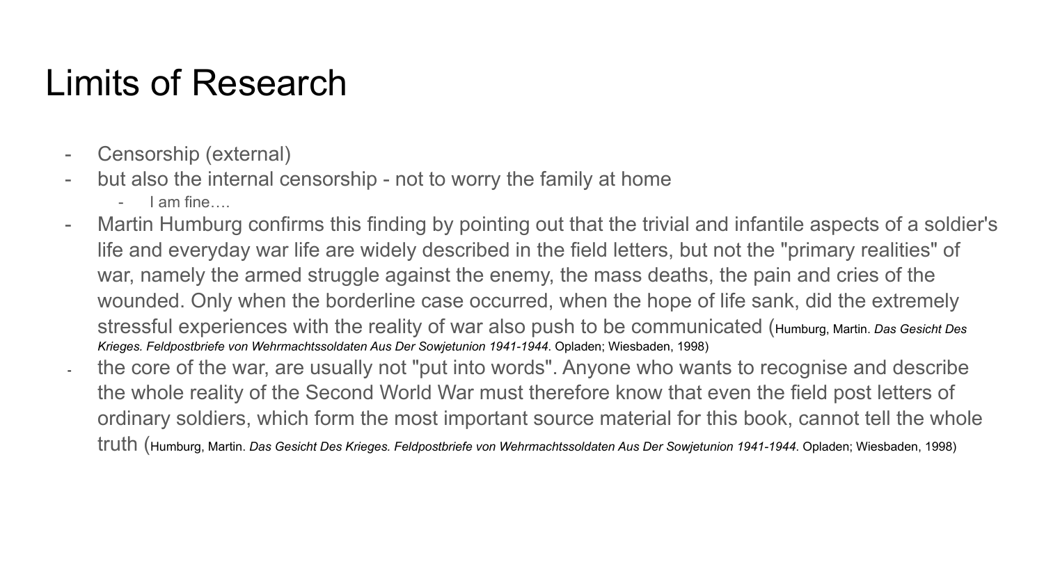# Limits of Research

- Censorship (external)
- but also the internal censorship - not to worry the family at home
    - I am fine….
- Martin Humburg confirms this finding by pointing out that the trivial and infantile aspects of a soldier's life and everyday war life are widely described in the field letters, but not the "primary realities" of war, namely the armed struggle against the enemy, the mass deaths, the pain and cries of the wounded. Only when the borderline case occurred, when the hope of life sank, did the extremely stressful experiences with the reality of war also push to be communicated (Humburg, Martin. *Das Gesicht Des Krieges. Feldpostbriefe von Wehrmachtssoldaten Aus Der Sowjetunion 1941-1944*. Opladen; Wiesbaden, 1998)
- the core of the war, are usually not "put into words". Anyone who wants to recognise and describe the whole reality of the Second World War must therefore know that even the field post letters of ordinary soldiers, which form the most important source material for this book, cannot tell the whole truth (Humburg, Martin. *Das Gesicht Des Krieges. Feldpostbriefe von Wehrmachtssoldaten Aus Der Sowjetunion 1941-1944*. Opladen; Wiesbaden, 1998)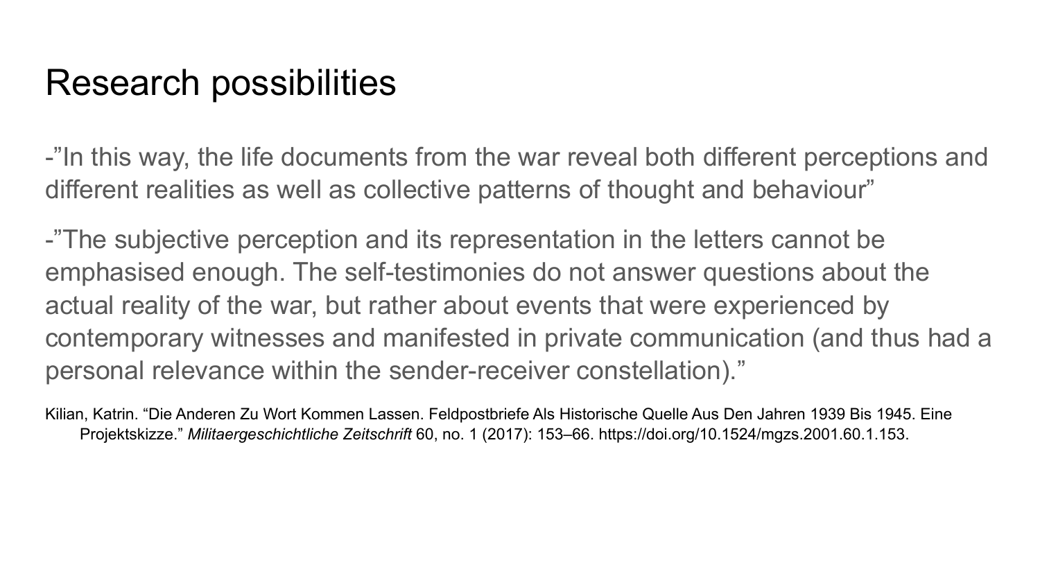# Research possibilities

-”In this way, the life documents from the war reveal both different perceptions and different realities as well as collective patterns of thought and behaviour”

-”The subjective perception and its representation in the letters cannot be emphasised enough. The self-testimonies do not answer questions about the actual reality of the war, but rather about events that were experienced by contemporary witnesses and manifested in private communication (and thus had a personal relevance within the sender-receiver constellation).”

Kilian, Katrin. “Die Anderen Zu Wort Kommen Lassen. Feldpostbriefe Als Historische Quelle Aus Den Jahren 1939 Bis 1945. Eine Projektskizze.” *Militaergeschichtliche Zeitschrift* 60, no. 1 (2017): 153–66. https://doi.org/10.1524/mgzs.2001.60.1.153.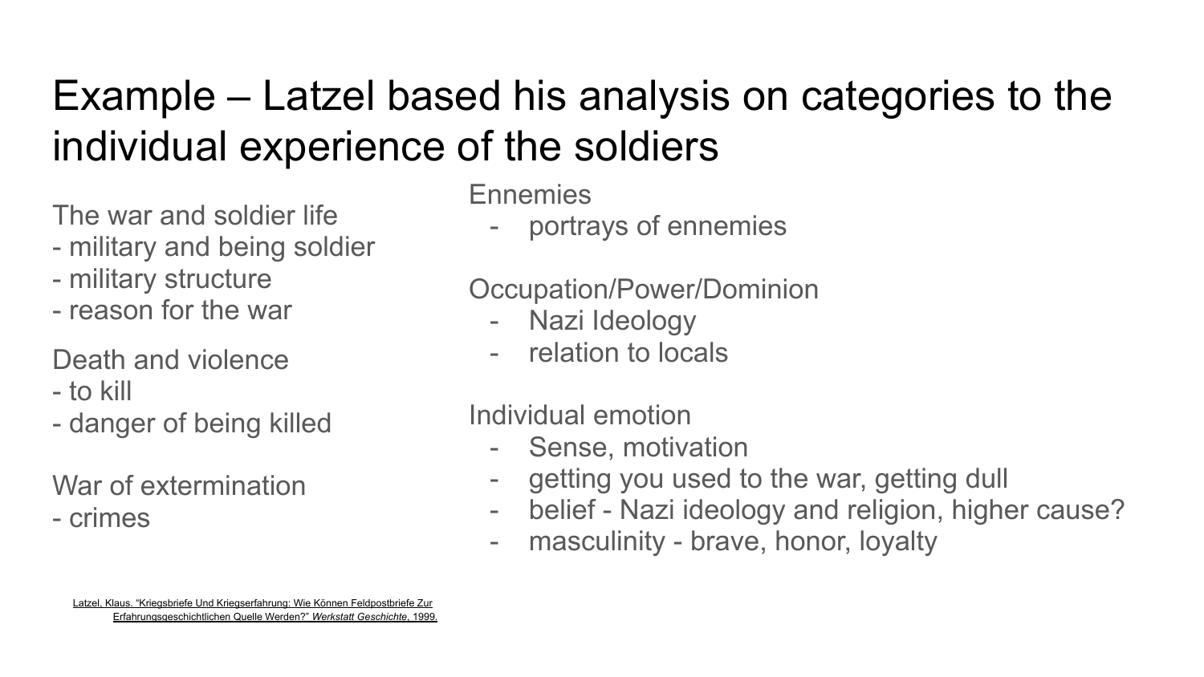# Example – Latzel based his analysis on categories to the individual experience of the soldiers

The war and soldier life
- military and being soldier
- military structure
- reason for the war

Death and violence
- to kill
- danger of being killed

War of extermination
- crimes

Ennemies
- portrays of ennemies

Occupation/Power/Dominion
- Nazi Ideology
- relation to locals

Individual emotion
- Sense, motivation
- getting you used to the war, getting dull
- belief - Nazi ideology and religion, higher cause?
- masculinity - brave, honor, loyalty

Latzel, Klaus. "Kriegsbriefe Und Kriegserfahrung: Wie Können Feldpostbriefe Zur Erfahrungsgeschichtlichen Quelle Werden?" *Werkstatt Geschichte*, 1999.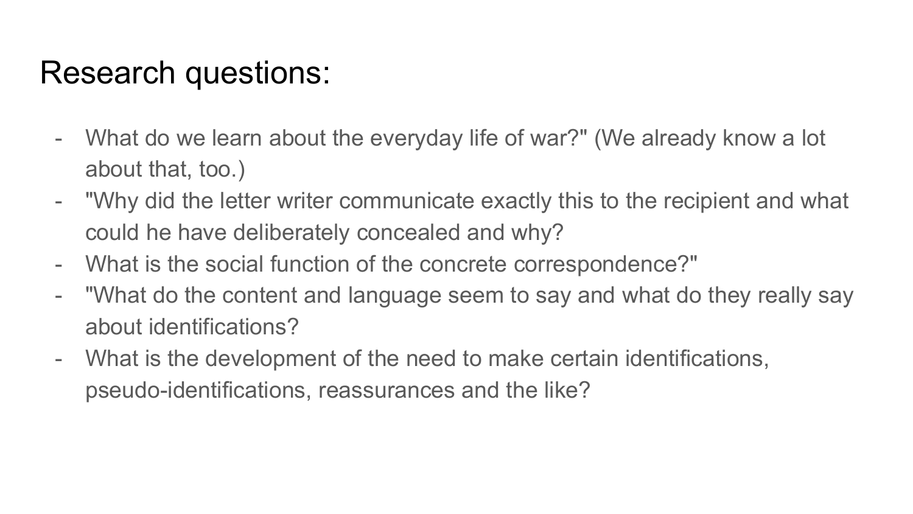# Research questions:

- What do we learn about the everyday life of war?" (We already know a lot about that, too.)
- "Why did the letter writer communicate exactly this to the recipient and what could he have deliberately concealed and why?
- What is the social function of the concrete correspondence?"
- "What do the content and language seem to say and what do they really say about identifications?
- What is the development of the need to make certain identifications, pseudo-identifications, reassurances and the like?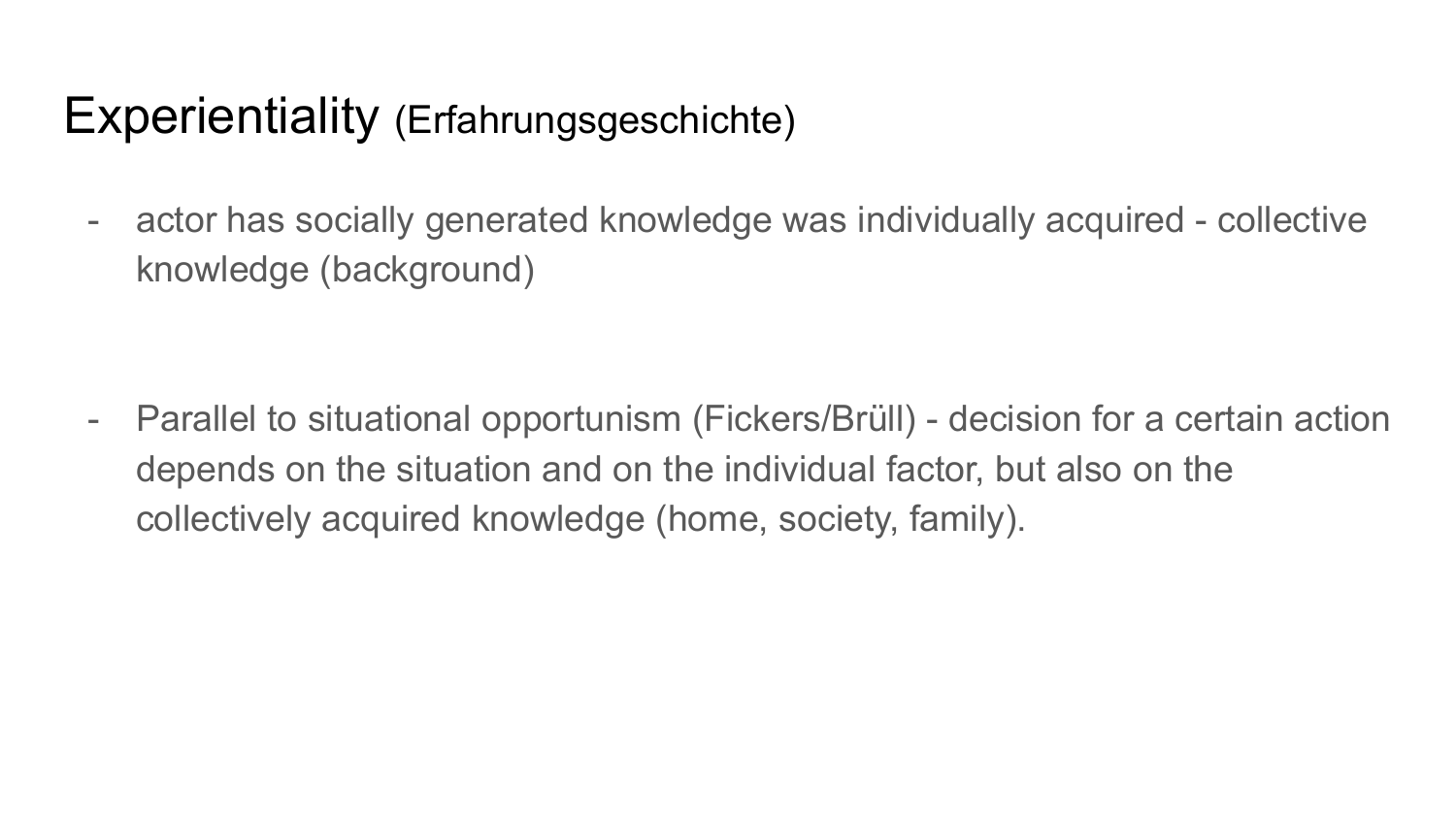# Experientiality (Erfahrungsgeschichte)

- actor has socially generated knowledge was individually acquired - collective knowledge (background)

- Parallel to situational opportunism (Fickers/Brüll) - decision for a certain action depends on the situation and on the individual factor, but also on the collectively acquired knowledge (home, society, family).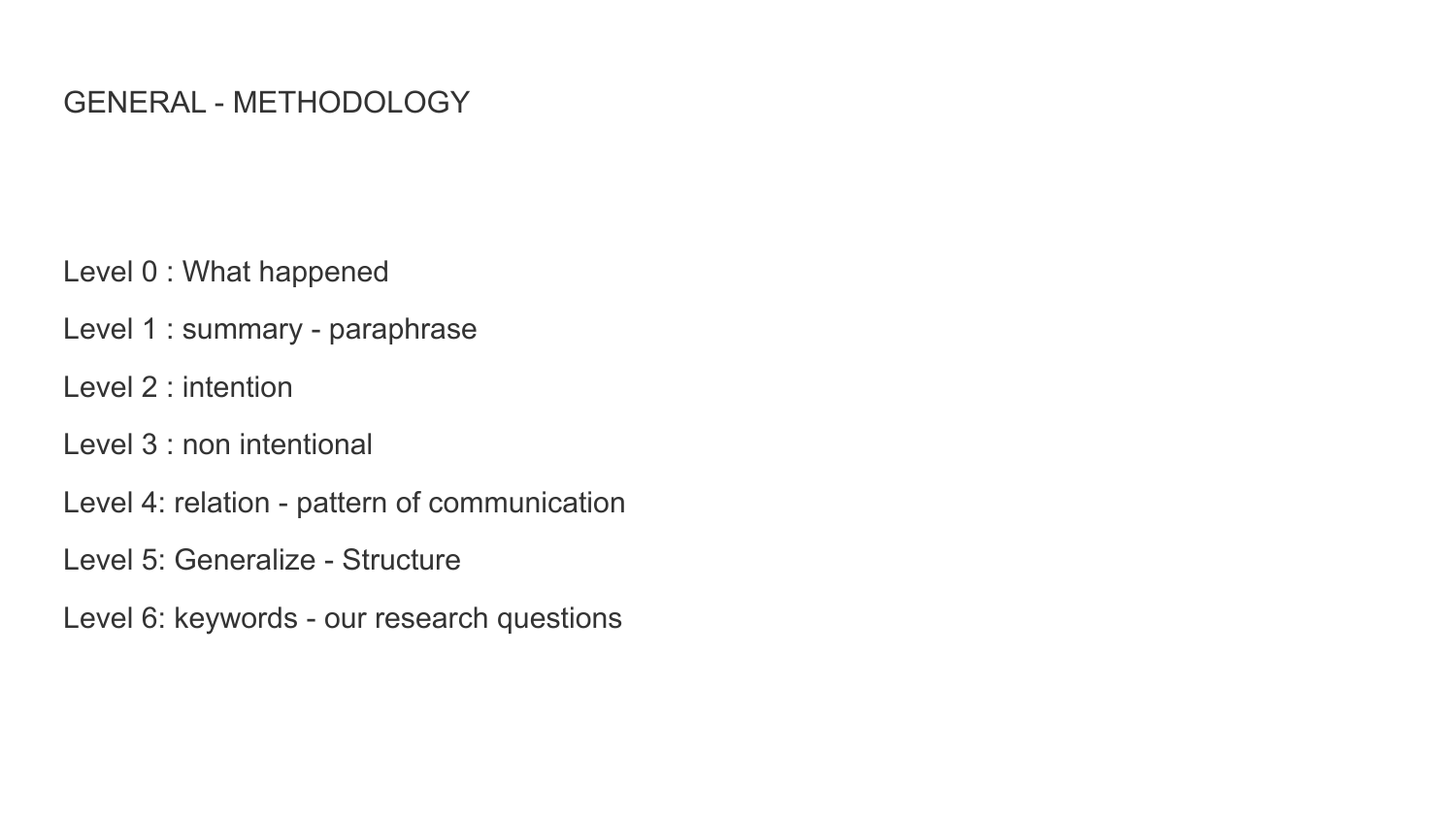# GENERAL - METHODOLOGY

Level 0 : What happened

Level 1 : summary - paraphrase

Level 2 : intention

Level 3 : non intentional

Level 4: relation - pattern of communication

Level 5: Generalize - Structure

Level 6: keywords - our research questions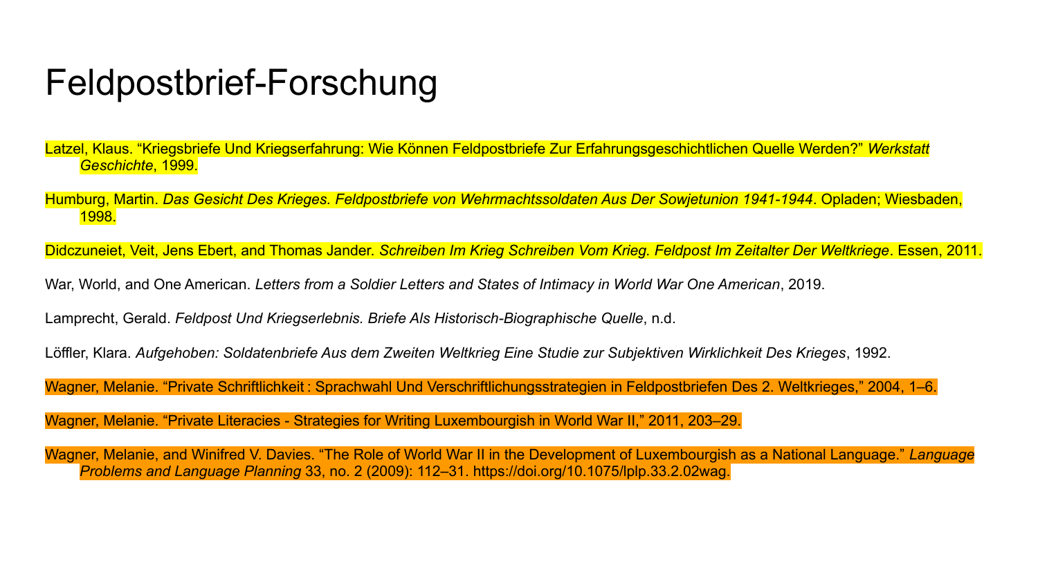# Feldpostbrief-Forschung

Latzel, Klaus. “Kriegsbriefe Und Kriegserfahrung: Wie Können Feldpostbriefe Zur Erfahrungsgeschichtlichen Quelle Werden?” *Werkstatt Geschichte*, 1999.

Humburg, Martin. *Das Gesicht Des Krieges. Feldpostbriefe von Wehrmachtssoldaten Aus Der Sowjetunion 1941-1944*. Opladen; Wiesbaden, 1998.

Didczuneiet, Veit, Jens Ebert, and Thomas Jander. *Schreiben Im Krieg Schreiben Vom Krieg. Feldpost Im Zeitalter Der Weltkriege*. Essen, 2011.

War, World, and One American. *Letters from a Soldier Letters and States of Intimacy in World War One American*, 2019.

Lamprecht, Gerald. *Feldpost Und Kriegserlebnis. Briefe Als Historisch-Biographische Quelle*, n.d.

Löffler, Klara. *Aufgehoben: Soldatenbriefe Aus dem Zweiten Weltkrieg Eine Studie zur Subjektiven Wirklichkeit Des Krieges*, 1992.

Wagner, Melanie. “Private Schriftlichkeit : Sprachwahl Und Verschriftlichungsstrategien in Feldpostbriefen Des 2. Weltkrieges,” 2004, 1–6.

Wagner, Melanie. “Private Literacies - Strategies for Writing Luxembourgish in World War II,” 2011, 203–29.

Wagner, Melanie, and Winifred V. Davies. “The Role of World War II in the Development of Luxembourgish as a National Language.” *Language Problems and Language Planning* 33, no. 2 (2009): 112–31. https://doi.org/10.1075/lplp.33.2.02wag.